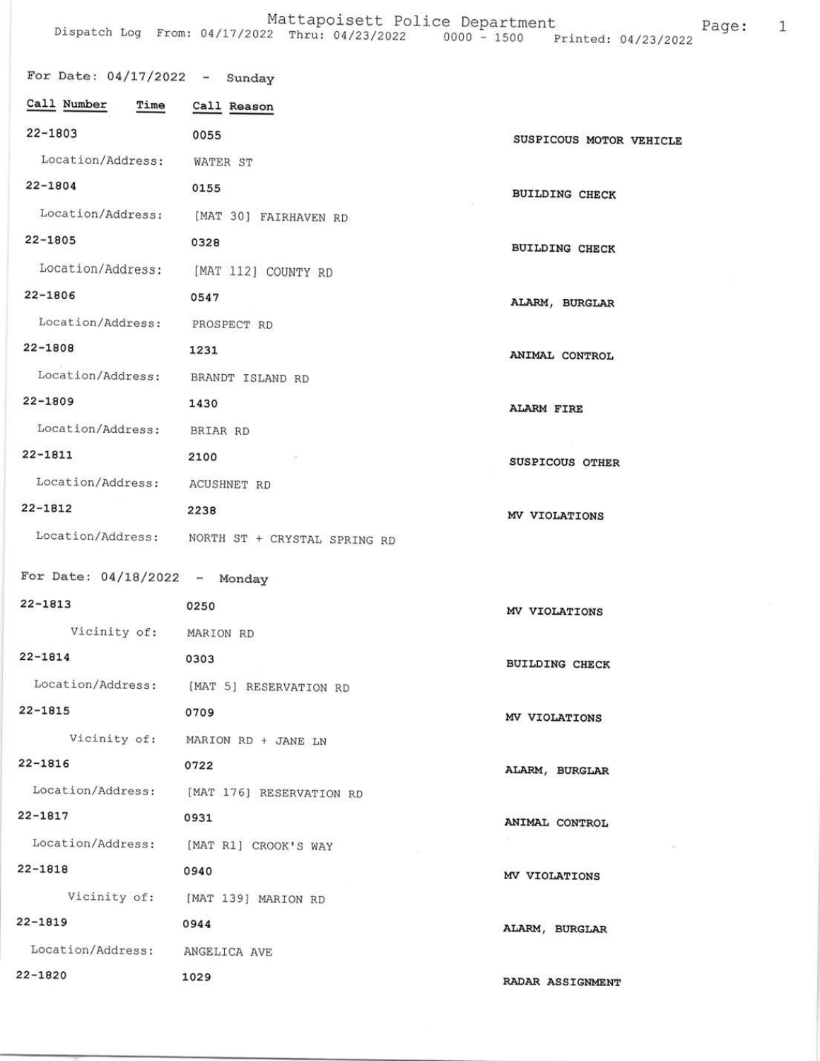# Mattapoisett Police Department

Dispatch Log From: 04/17/2022 Thru: 04/23/2022 0000 - 1500 Printed: 04/23/2022

## For Date: 04/17/2022 - Sunday

| Call Number | Time | Call Reason |
|---|---|---|
| 22-1803 | 0055 | SUSPICOUS MOTOR VEHICLE |
| Location/Address: | WATER ST | |
| 22-1804 | 0155 | BUILDING CHECK |
| Location/Address: | [MAT 30] FAIRHAVEN RD | |
| 22-1805 | 0328 | BUILDING CHECK |
| Location/Address: | [MAT 112] COUNTY RD | |
| 22-1806 | 0547 | ALARM, BURGLAR |
| Location/Address: | PROSPECT RD | |
| 22-1808 | 1231 | ANIMAL CONTROL |
| Location/Address: | BRANDT ISLAND RD | |
| 22-1809 | 1430 | ALARM FIRE |
| Location/Address: | BRIAR RD | |
| 22-1811 | 2100 | SUSPICOUS OTHER |
| Location/Address: | ACUSHNET RD | |
| 22-1812 | 2238 | MV VIOLATIONS |
| Location/Address: | NORTH ST + CRYSTAL SPRING RD | |

## For Date: 04/18/2022 - Monday

| Call Number | Time | Call Reason |
|---|---|---|
| 22-1813 | 0250 | MV VIOLATIONS |
| Vicinity of: | MARION RD | |
| 22-1814 | 0303 | BUILDING CHECK |
| Location/Address: | [MAT 5] RESERVATION RD | |
| 22-1815 | 0709 | MV VIOLATIONS |
| Vicinity of: | MARION RD + JANE LN | |
| 22-1816 | 0722 | ALARM, BURGLAR |
| Location/Address: | [MAT 176] RESERVATION RD | |
| 22-1817 | 0931 | ANIMAL CONTROL |
| Location/Address: | [MAT R1] CROOK'S WAY | |
| 22-1818 | 0940 | MV VIOLATIONS |
| Vicinity of: | [MAT 139] MARION RD | |
| 22-1819 | 0944 | ALARM, BURGLAR |
| Location/Address: | ANGELICA AVE | |
| 22-1820 | 1029 | RADAR ASSIGNMENT |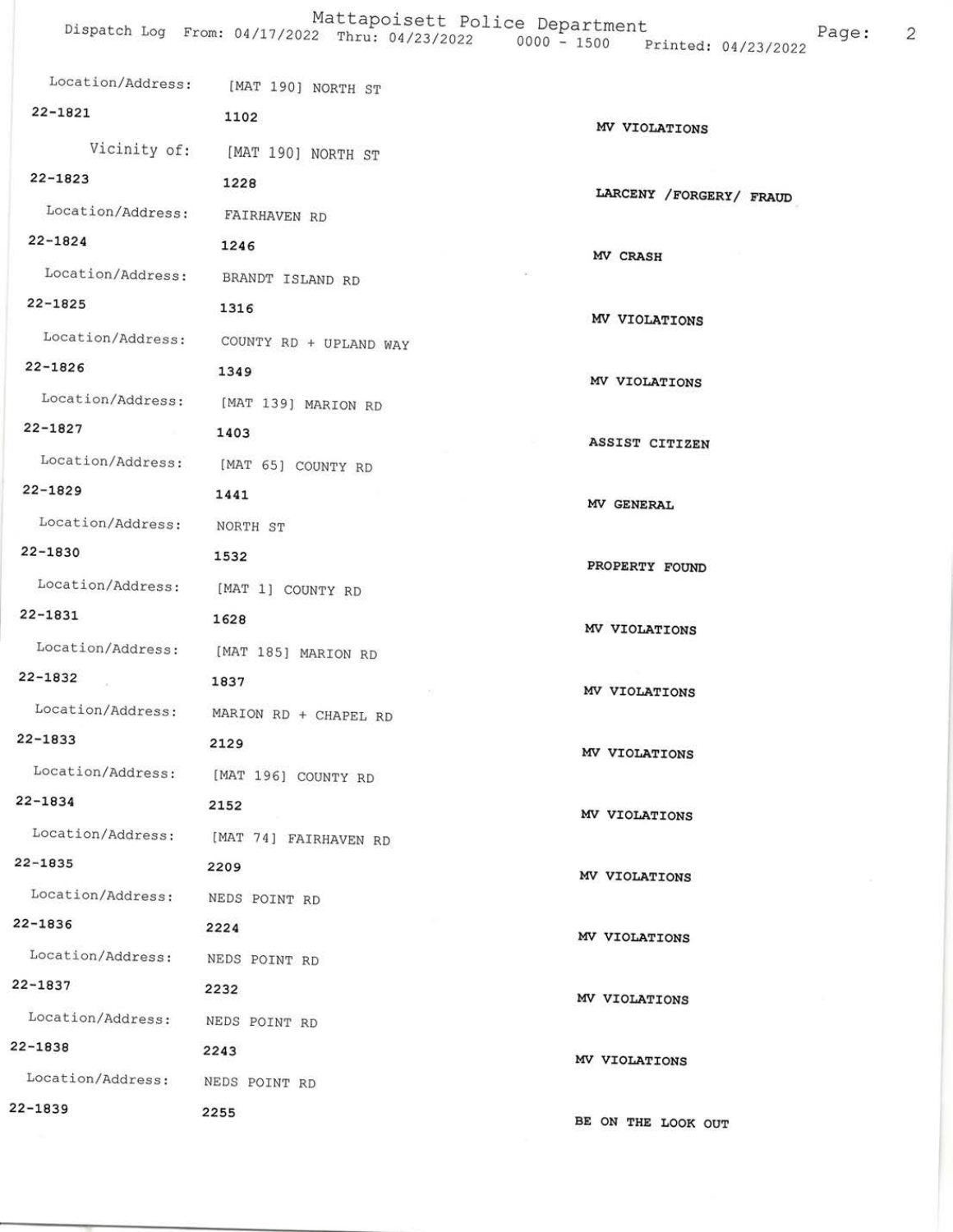Location/Address: [MAT 190] NORTH ST

22-1821 1102 MV VIOLATIONS

Vicinity of: [MAT 190] NORTH ST

22-1823 1228 LARCENY /FORGERY/ FRAUD

Location/Address: FAIRHAVEN RD

22-1824 1246 MV CRASH

Location/Address: BRANDT ISLAND RD

22-1825 1316 MV VIOLATIONS

Location/Address: COUNTY RD + UPLAND WAY

22-1826 1349 MV VIOLATIONS

Location/Address: [MAT 139] MARION RD

22-1827 1403 ASSIST CITIZEN

Location/Address: [MAT 65] COUNTY RD

22-1829 1441 MV GENERAL

Location/Address: NORTH ST

22-1830 1532 PROPERTY FOUND

Location/Address: [MAT 1] COUNTY RD

22-1831 1628 MV VIOLATIONS

Location/Address: [MAT 185] MARION RD

22-1832 1837 MV VIOLATIONS

Location/Address: MARION RD + CHAPEL RD

22-1833 2129 MV VIOLATIONS

Location/Address: [MAT 196] COUNTY RD

22-1834 2152 MV VIOLATIONS

Location/Address: [MAT 74] FAIRHAVEN RD

22-1835 2209 MV VIOLATIONS

Location/Address: NEDS POINT RD

22-1836 2224 MV VIOLATIONS

Location/Address: NEDS POINT RD

22-1837 2232 MV VIOLATIONS

Location/Address: NEDS POINT RD

22-1838 2243 MV VIOLATIONS

Location/Address: NEDS POINT RD

22-1839 2255 BE ON THE LOOK OUT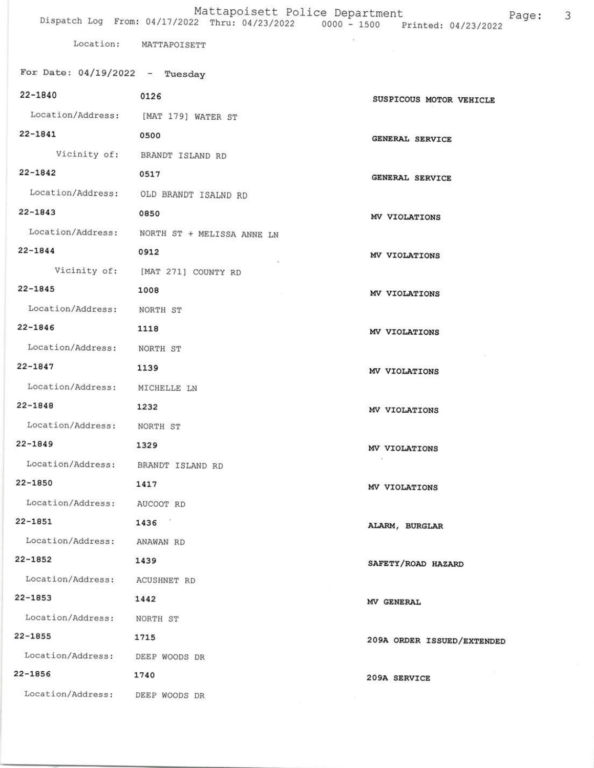Mattapoisett Police Department

Dispatch Log From: 04/17/2022 Thru: 04/23/2022 0000 - 1500 Printed: 04/23/2022

Location: MATTAPOISETT

For Date: 04/19/2022 - Tuesday

22-1840 0126 SUSPICOUS MOTOR VEHICLE
Location/Address: [MAT 179] WATER ST

22-1841 0500 GENERAL SERVICE
Vicinity of: BRANDT ISLAND RD

22-1842 0517 GENERAL SERVICE
Location/Address: OLD BRANDT ISALND RD

22-1843 0850 MV VIOLATIONS
Location/Address: NORTH ST + MELISSA ANNE LN

22-1844 0912 MV VIOLATIONS
Vicinity of: [MAT 271] COUNTY RD

22-1845 1008 MV VIOLATIONS
Location/Address: NORTH ST

22-1846 1118 MV VIOLATIONS
Location/Address: NORTH ST

22-1847 1139 MV VIOLATIONS
Location/Address: MICHELLE LN

22-1848 1232 MV VIOLATIONS
Location/Address: NORTH ST

22-1849 1329 MV VIOLATIONS
Location/Address: BRANDT ISLAND RD

22-1850 1417 MV VIOLATIONS
Location/Address: AUCOOT RD

22-1851 1436 ALARM, BURGLAR
Location/Address: ANAWAN RD

22-1852 1439 SAFETY/ROAD HAZARD
Location/Address: ACUSHNET RD

22-1853 1442 MV GENERAL
Location/Address: NORTH ST

22-1855 1715 209A ORDER ISSUED/EXTENDED
Location/Address: DEEP WOODS DR

22-1856 1740 209A SERVICE
Location/Address: DEEP WOODS DR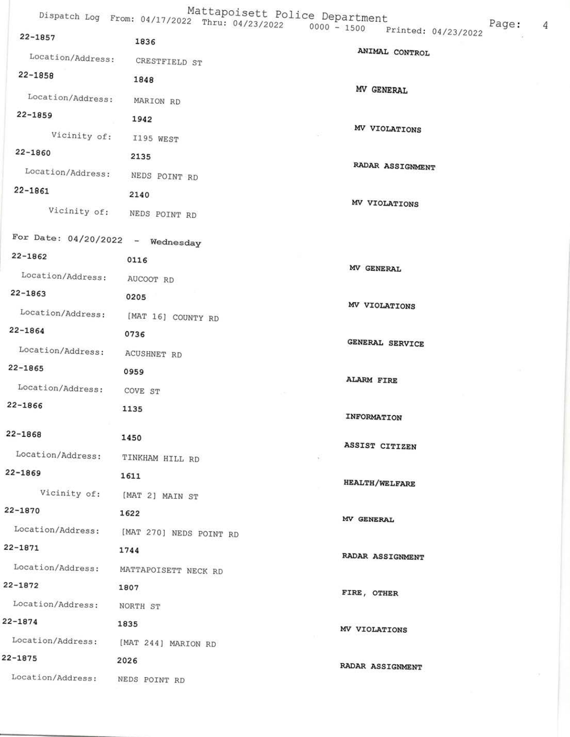| Call Number | Time | Location | Call Reason |
| --- | --- | --- | --- |
| 22-1857 | 1836 | Location/Address: CRESTFIELD ST | ANIMAL CONTROL |
| 22-1858 | 1848 | Location/Address: MARION RD | MV GENERAL |
| 22-1859 | 1942 | Vicinity of: I195 WEST | MV VIOLATIONS |
| 22-1860 | 2135 | Location/Address: NEDS POINT RD | RADAR ASSIGNMENT |
| 22-1861 | 2140 | Vicinity of: NEDS POINT RD | MV VIOLATIONS |

**For Date: 04/20/2022 - Wednesday**

| Call Number | Time | Location | Call Reason |
| --- | --- | --- | --- |
| 22-1862 | 0116 | Location/Address: AUCOOT RD | MV GENERAL |
| 22-1863 | 0205 | Location/Address: [MAT 16] COUNTY RD | MV VIOLATIONS |
| 22-1864 | 0736 | Location/Address: ACUSHNET RD | GENERAL SERVICE |
| 22-1865 | 0959 | Location/Address: COVE ST | ALARM FIRE |
| 22-1866 | 1135 | | INFORMATION |
| 22-1868 | 1450 | Location/Address: TINKHAM HILL RD | ASSIST CITIZEN |
| 22-1869 | 1611 | Vicinity of: [MAT 2] MAIN ST | HEALTH/WELFARE |
| 22-1870 | 1622 | Location/Address: [MAT 270] NEDS POINT RD | MV GENERAL |
| 22-1871 | 1744 | Location/Address: MATTAPOISETT NECK RD | RADAR ASSIGNMENT |
| 22-1872 | 1807 | Location/Address: NORTH ST | FIRE, OTHER |
| 22-1874 | 1835 | Location/Address: [MAT 244] MARION RD | MV VIOLATIONS |
| 22-1875 | 2026 | Location/Address: NEDS POINT RD | RADAR ASSIGNMENT |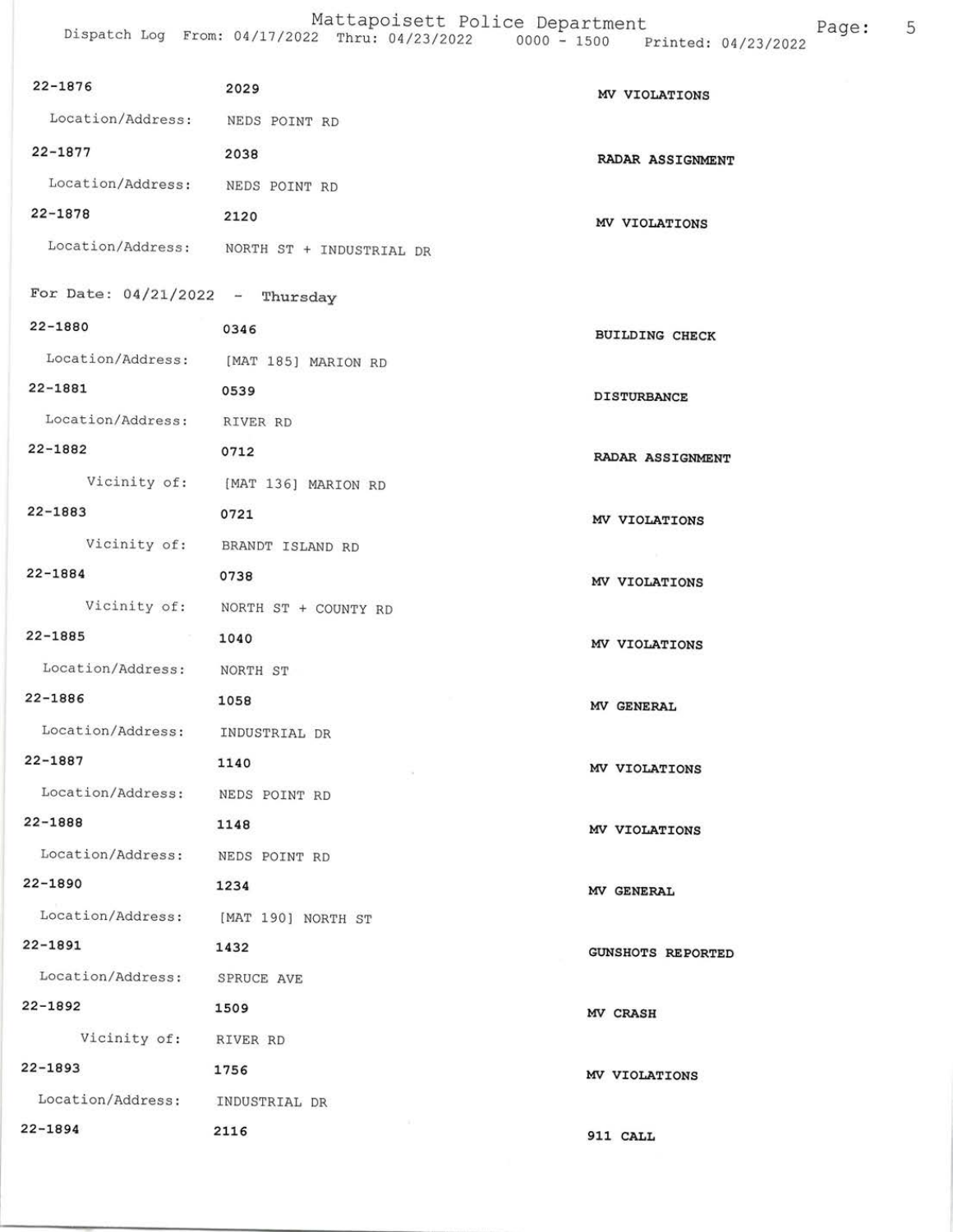22-1876 2029 MV VIOLATIONS
Location/Address: NEDS POINT RD

22-1877 2038 RADAR ASSIGNMENT
Location/Address: NEDS POINT RD

22-1878 2120 MV VIOLATIONS
Location/Address: NORTH ST + INDUSTRIAL DR

For Date: 04/21/2022 - Thursday

22-1880 0346 BUILDING CHECK
Location/Address: [MAT 185] MARION RD

22-1881 0539 DISTURBANCE
Location/Address: RIVER RD

22-1882 0712 RADAR ASSIGNMENT
Vicinity of: [MAT 136] MARION RD

22-1883 0721 MV VIOLATIONS
Vicinity of: BRANDT ISLAND RD

22-1884 0738 MV VIOLATIONS
Vicinity of: NORTH ST + COUNTY RD

22-1885 1040 MV VIOLATIONS
Location/Address: NORTH ST

22-1886 1058 MV GENERAL
Location/Address: INDUSTRIAL DR

22-1887 1140 MV VIOLATIONS
Location/Address: NEDS POINT RD

22-1888 1148 MV VIOLATIONS
Location/Address: NEDS POINT RD

22-1890 1234 MV GENERAL
Location/Address: [MAT 190] NORTH ST

22-1891 1432 GUNSHOTS REPORTED
Location/Address: SPRUCE AVE

22-1892 1509 MV CRASH
Vicinity of: RIVER RD

22-1893 1756 MV VIOLATIONS
Location/Address: INDUSTRIAL DR

22-1894 2116 911 CALL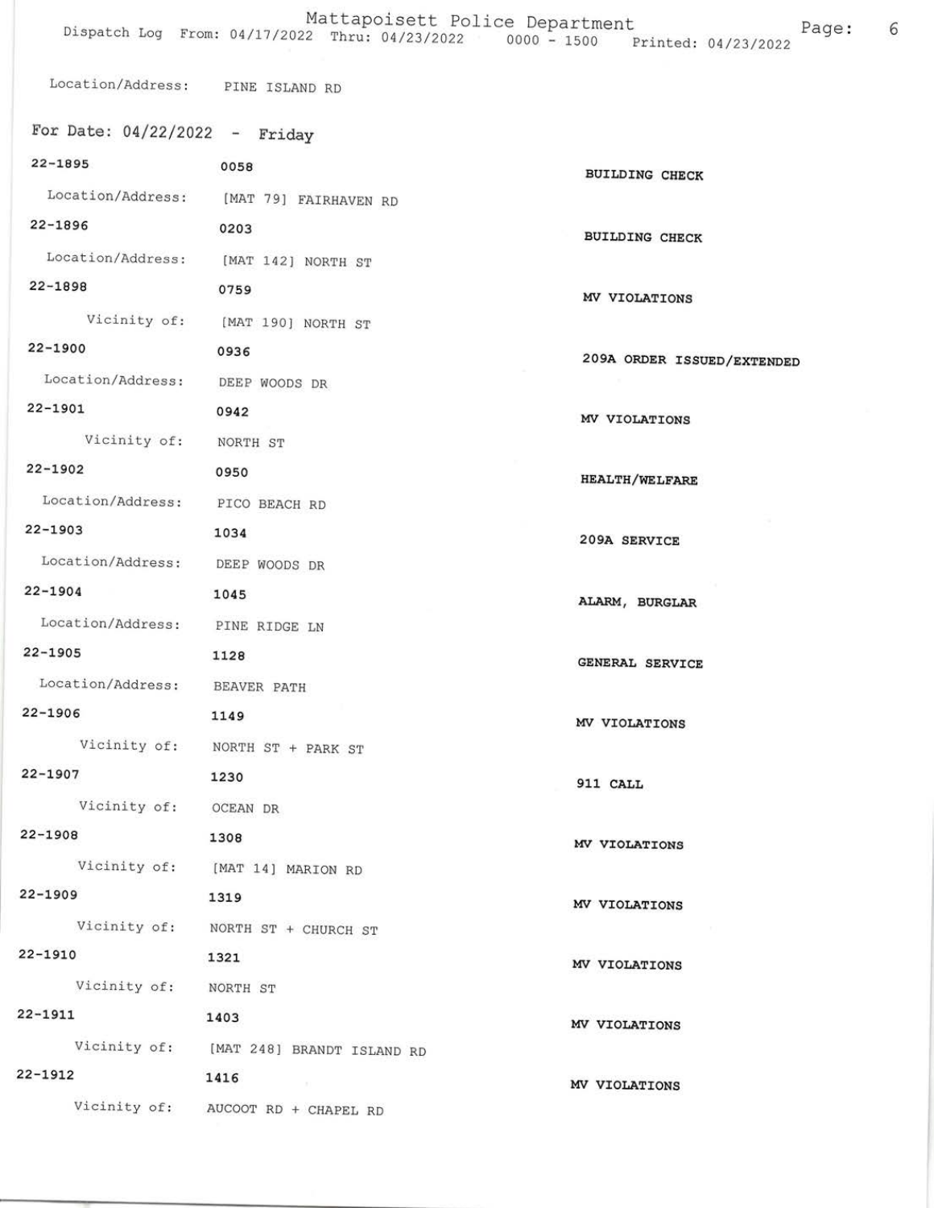Location/Address: PINE ISLAND RD

## For Date: 04/22/2022 - Friday

| | | |
|---|---|---|
| 22-1895 | 0058 | BUILDING CHECK |
| Location/Address: | [MAT 79] FAIRHAVEN RD | |
| 22-1896 | 0203 | BUILDING CHECK |
| Location/Address: | [MAT 142] NORTH ST | |
| 22-1898 | 0759 | MV VIOLATIONS |
| Vicinity of: | [MAT 190] NORTH ST | |
| 22-1900 | 0936 | 209A ORDER ISSUED/EXTENDED |
| Location/Address: | DEEP WOODS DR | |
| 22-1901 | 0942 | MV VIOLATIONS |
| Vicinity of: | NORTH ST | |
| 22-1902 | 0950 | HEALTH/WELFARE |
| Location/Address: | PICO BEACH RD | |
| 22-1903 | 1034 | 209A SERVICE |
| Location/Address: | DEEP WOODS DR | |
| 22-1904 | 1045 | ALARM, BURGLAR |
| Location/Address: | PINE RIDGE LN | |
| 22-1905 | 1128 | GENERAL SERVICE |
| Location/Address: | BEAVER PATH | |
| 22-1906 | 1149 | MV VIOLATIONS |
| Vicinity of: | NORTH ST + PARK ST | |
| 22-1907 | 1230 | 911 CALL |
| Vicinity of: | OCEAN DR | |
| 22-1908 | 1308 | MV VIOLATIONS |
| Vicinity of: | [MAT 14] MARION RD | |
| 22-1909 | 1319 | MV VIOLATIONS |
| Vicinity of: | NORTH ST + CHURCH ST | |
| 22-1910 | 1321 | MV VIOLATIONS |
| Vicinity of: | NORTH ST | |
| 22-1911 | 1403 | MV VIOLATIONS |
| Vicinity of: | [MAT 248] BRANDT ISLAND RD | |
| 22-1912 | 1416 | MV VIOLATIONS |
| Vicinity of: | AUCOOT RD + CHAPEL RD | |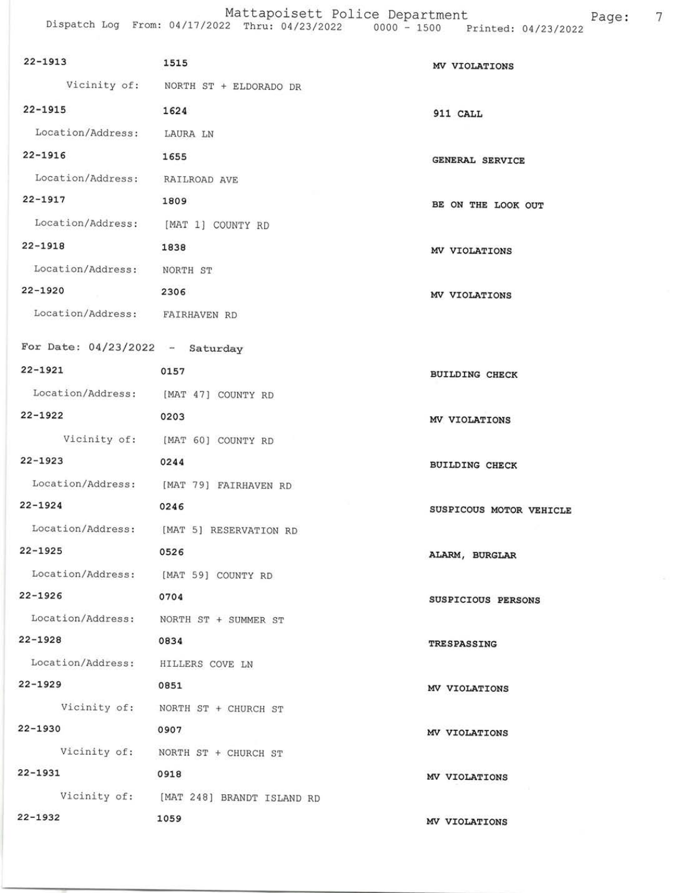22-1913 1515 MV VIOLATIONS
Vicinity of: NORTH ST + ELDORADO DR

22-1915 1624 911 CALL
Location/Address: LAURA LN

22-1916 1655 GENERAL SERVICE
Location/Address: RAILROAD AVE

22-1917 1809 BE ON THE LOOK OUT
Location/Address: [MAT 1] COUNTY RD

22-1918 1838 MV VIOLATIONS
Location/Address: NORTH ST

22-1920 2306 MV VIOLATIONS
Location/Address: FAIRHAVEN RD

For Date: 04/23/2022 - Saturday

22-1921 0157 BUILDING CHECK
Location/Address: [MAT 47] COUNTY RD

22-1922 0203 MV VIOLATIONS
Vicinity of: [MAT 60] COUNTY RD

22-1923 0244 BUILDING CHECK
Location/Address: [MAT 79] FAIRHAVEN RD

22-1924 0246 SUSPICOUS MOTOR VEHICLE
Location/Address: [MAT 5] RESERVATION RD

22-1925 0526 ALARM, BURGLAR
Location/Address: [MAT 59] COUNTY RD

22-1926 0704 SUSPICIOUS PERSONS
Location/Address: NORTH ST + SUMMER ST

22-1928 0834 TRESPASSING
Location/Address: HILLERS COVE LN

22-1929 0851 MV VIOLATIONS
Vicinity of: NORTH ST + CHURCH ST

22-1930 0907 MV VIOLATIONS
Vicinity of: NORTH ST + CHURCH ST

22-1931 0918 MV VIOLATIONS
Vicinity of: [MAT 248] BRANDT ISLAND RD

22-1932 1059 MV VIOLATIONS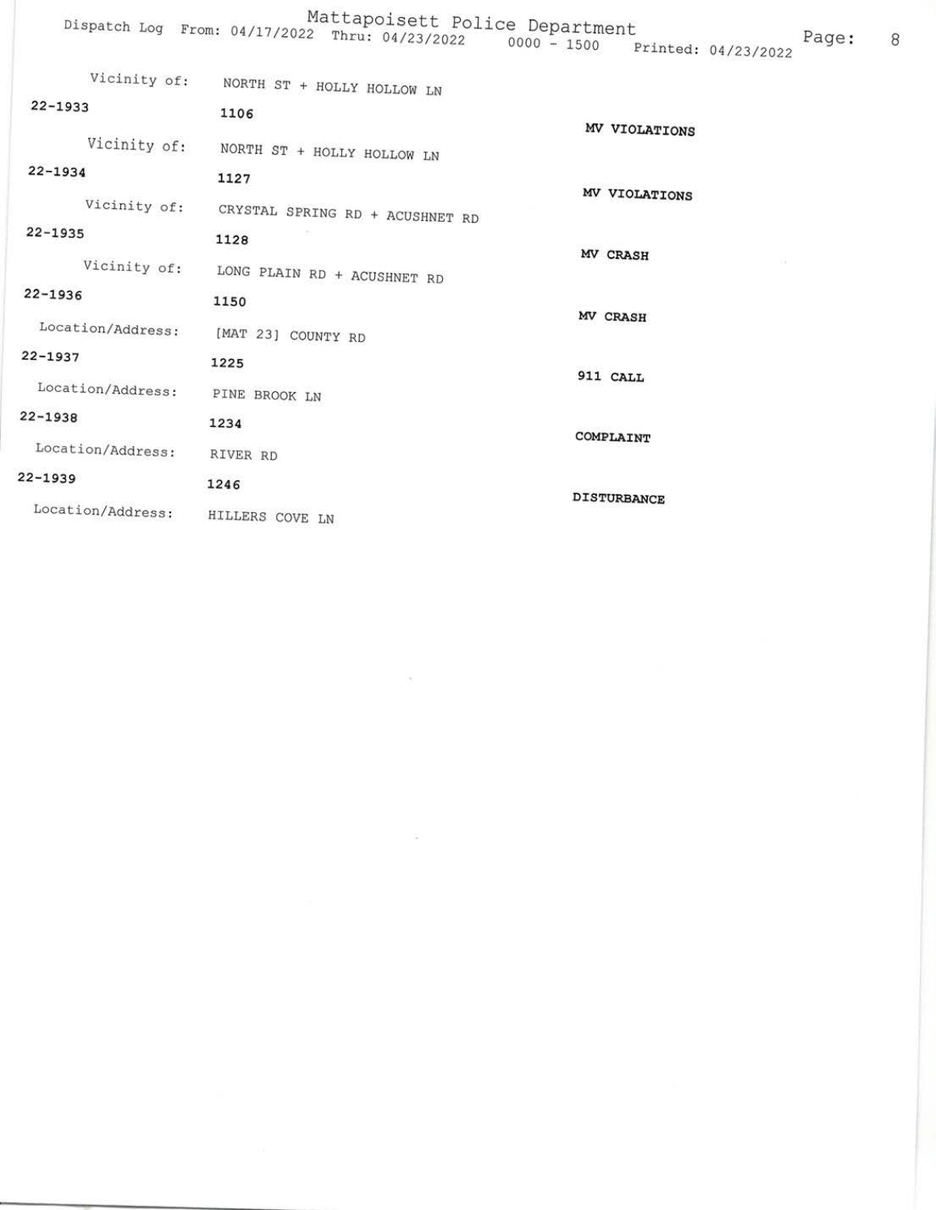Vicinity of: NORTH ST + HOLLY HOLLOW LN

| | | | |
|---|---|---|---|
| 22-1933 | 1106 | | MV VIOLATIONS |
| | Vicinity of: | NORTH ST + HOLLY HOLLOW LN | |
| 22-1934 | 1127 | | MV VIOLATIONS |
| | Vicinity of: | CRYSTAL SPRING RD + ACUSHNET RD | |
| 22-1935 | 1128 | | MV CRASH |
| | Vicinity of: | LONG PLAIN RD + ACUSHNET RD | |
| 22-1936 | 1150 | | MV CRASH |
| | Location/Address: | [MAT 23] COUNTY RD | |
| 22-1937 | 1225 | | 911 CALL |
| | Location/Address: | PINE BROOK LN | |
| 22-1938 | 1234 | | COMPLAINT |
| | Location/Address: | RIVER RD | |
| 22-1939 | 1246 | | DISTURBANCE |
| | Location/Address: | HILLERS COVE LN | |